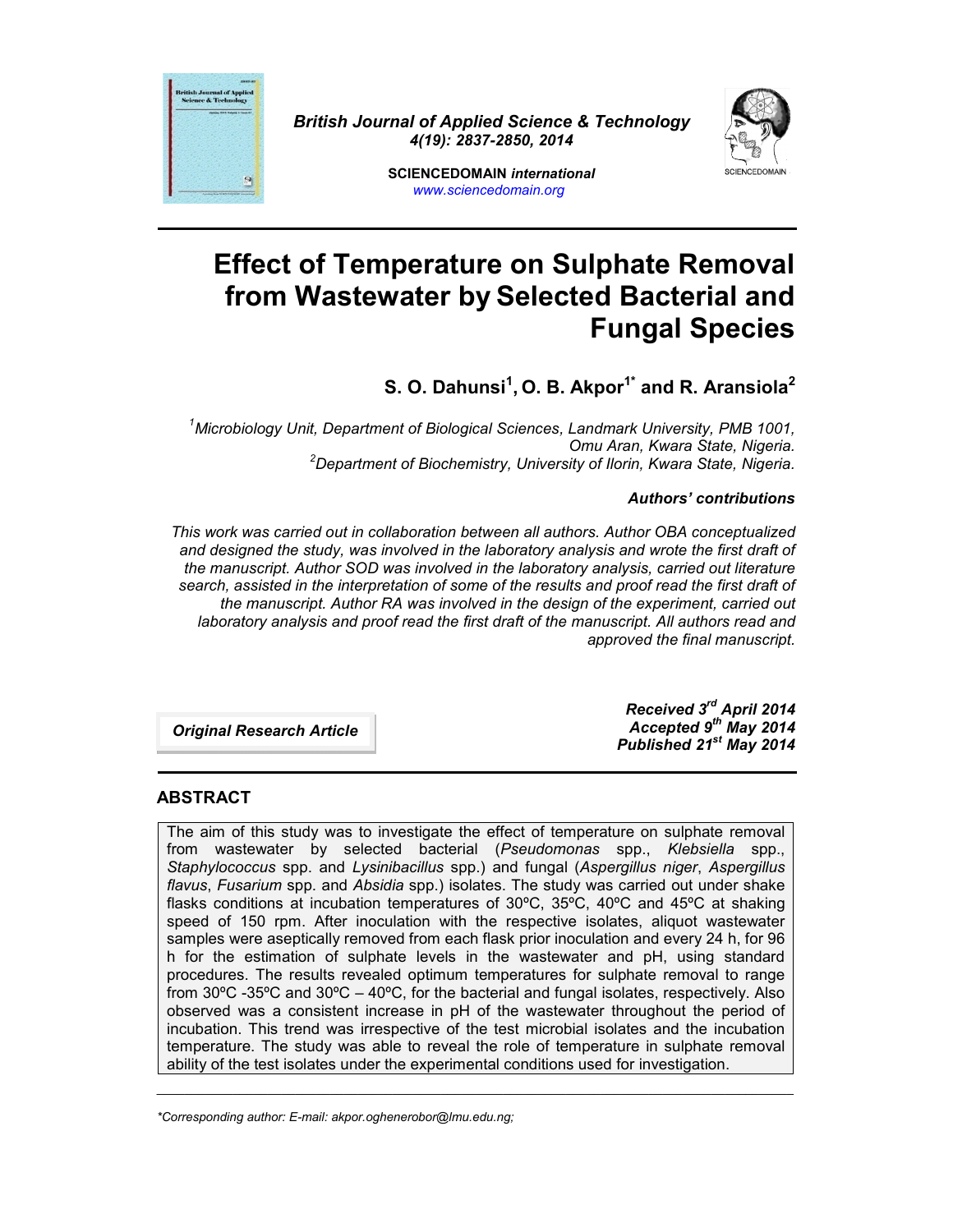British Journal of Applied Science & Technology
4(19): 2837-2850, 2014

SCIENCEDOMAIN *international*
www.sciencedomain.org

# Effect of Temperature on Sulphate Removal from Wastewater by Selected Bacterial and Fungal Species

**S. O. Dahunsi[1], O. B. Akpor[1*] and R. Aransiola[2]**

*[1]Microbiology Unit, Department of Biological Sciences, Landmark University, PMB 1001, Omu Aran, Kwara State, Nigeria.*
*[2]Department of Biochemistry, University of Ilorin, Kwara State, Nigeria.*

***Authors' contributions***

*This work was carried out in collaboration between all authors. Author OBA conceptualized and designed the study, was involved in the laboratory analysis and wrote the first draft of the manuscript. Author SOD was involved in the laboratory analysis, carried out literature search, assisted in the interpretation of some of the results and proof read the first draft of the manuscript. Author RA was involved in the design of the experiment, carried out laboratory analysis and proof read the first draft of the manuscript. All authors read and approved the final manuscript.*

***Original Research Article***

***Received 3rd April 2014***
***Accepted 9th May 2014***
***Published 21st May 2014***

## ABSTRACT

The aim of this study was to investigate the effect of temperature on sulphate removal from wastewater by selected bacterial (*Pseudomonas* spp., *Klebsiella* spp., *Staphylococcus* spp. and *Lysinibacillus* spp.) and fungal (*Aspergillus niger*, *Aspergillus flavus*, *Fusarium* spp. and *Absidia* spp.) isolates. The study was carried out under shake flasks conditions at incubation temperatures of 30ºC, 35ºC, 40ºC and 45ºC at shaking speed of 150 rpm. After inoculation with the respective isolates, aliquot wastewater samples were aseptically removed from each flask prior inoculation and every 24 h, for 96 h for the estimation of sulphate levels in the wastewater and pH, using standard procedures. The results revealed optimum temperatures for sulphate removal to range from 30ºC -35ºC and 30ºC – 40ºC, for the bacterial and fungal isolates, respectively. Also observed was a consistent increase in pH of the wastewater throughout the period of incubation. This trend was irrespective of the test microbial isolates and the incubation temperature. The study was able to reveal the role of temperature in sulphate removal ability of the test isolates under the experimental conditions used for investigation.

---

*\*Corresponding author: E-mail: akpor.oghenerobor@lmu.edu.ng;*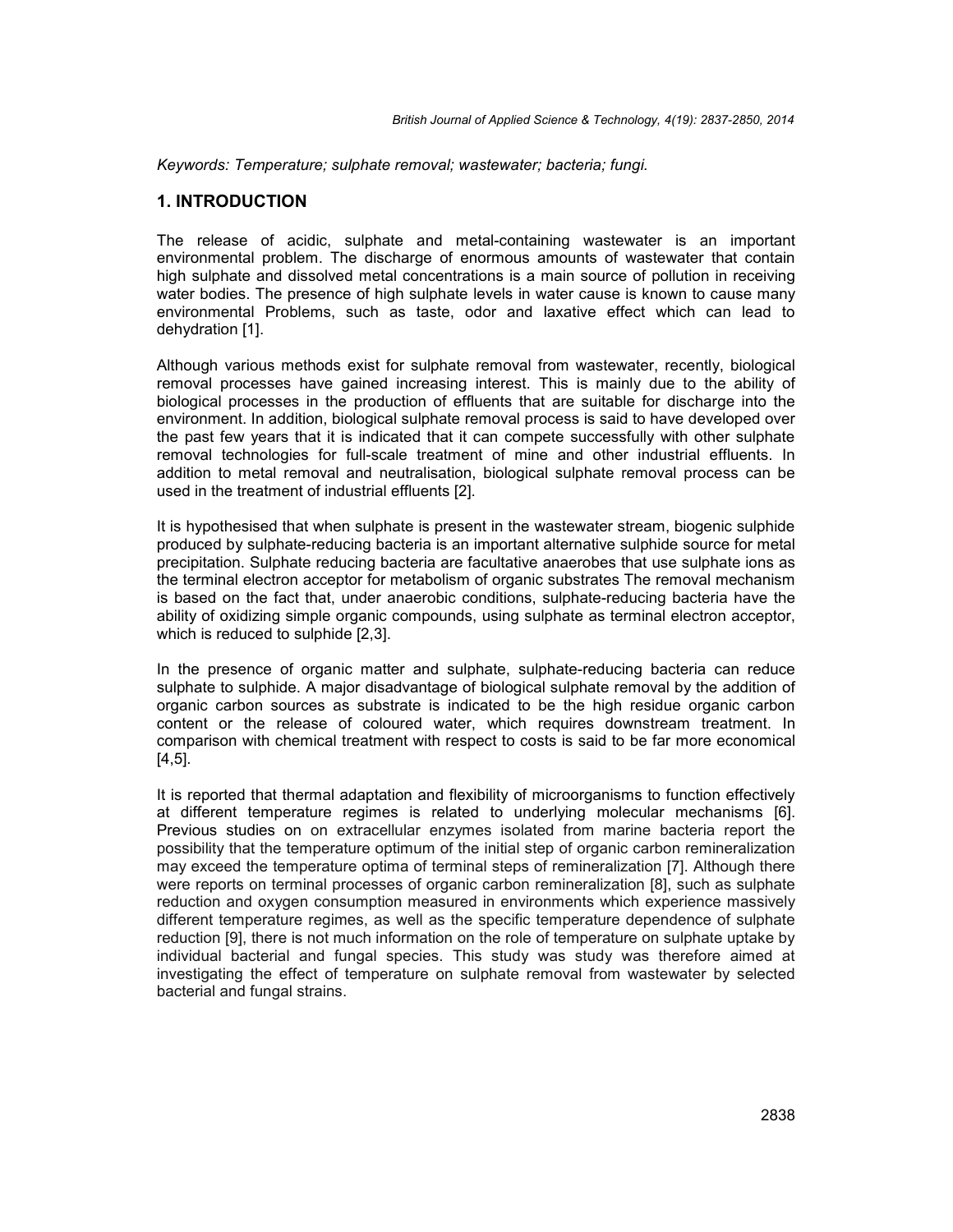*Keywords: Temperature; sulphate removal; wastewater; bacteria; fungi.*

## 1. INTRODUCTION

The release of acidic, sulphate and metal-containing wastewater is an important environmental problem. The discharge of enormous amounts of wastewater that contain high sulphate and dissolved metal concentrations is a main source of pollution in receiving water bodies. The presence of high sulphate levels in water cause is known to cause many environmental Problems, such as taste, odor and laxative effect which can lead to dehydration [1].

Although various methods exist for sulphate removal from wastewater, recently, biological removal processes have gained increasing interest. This is mainly due to the ability of biological processes in the production of effluents that are suitable for discharge into the environment. In addition, biological sulphate removal process is said to have developed over the past few years that it is indicated that it can compete successfully with other sulphate removal technologies for full-scale treatment of mine and other industrial effluents. In addition to metal removal and neutralisation, biological sulphate removal process can be used in the treatment of industrial effluents [2].

It is hypothesised that when sulphate is present in the wastewater stream, biogenic sulphide produced by sulphate-reducing bacteria is an important alternative sulphide source for metal precipitation. Sulphate reducing bacteria are facultative anaerobes that use sulphate ions as the terminal electron acceptor for metabolism of organic substrates The removal mechanism is based on the fact that, under anaerobic conditions, sulphate-reducing bacteria have the ability of oxidizing simple organic compounds, using sulphate as terminal electron acceptor, which is reduced to sulphide [2,3].

In the presence of organic matter and sulphate, sulphate-reducing bacteria can reduce sulphate to sulphide. A major disadvantage of biological sulphate removal by the addition of organic carbon sources as substrate is indicated to be the high residue organic carbon content or the release of coloured water, which requires downstream treatment. In comparison with chemical treatment with respect to costs is said to be far more economical [4,5].

It is reported that thermal adaptation and flexibility of microorganisms to function effectively at different temperature regimes is related to underlying molecular mechanisms [6]. Previous studies on on extracellular enzymes isolated from marine bacteria report the possibility that the temperature optimum of the initial step of organic carbon remineralization may exceed the temperature optima of terminal steps of remineralization [7]. Although there were reports on terminal processes of organic carbon remineralization [8], such as sulphate reduction and oxygen consumption measured in environments which experience massively different temperature regimes, as well as the specific temperature dependence of sulphate reduction [9], there is not much information on the role of temperature on sulphate uptake by individual bacterial and fungal species. This study was study was therefore aimed at investigating the effect of temperature on sulphate removal from wastewater by selected bacterial and fungal strains.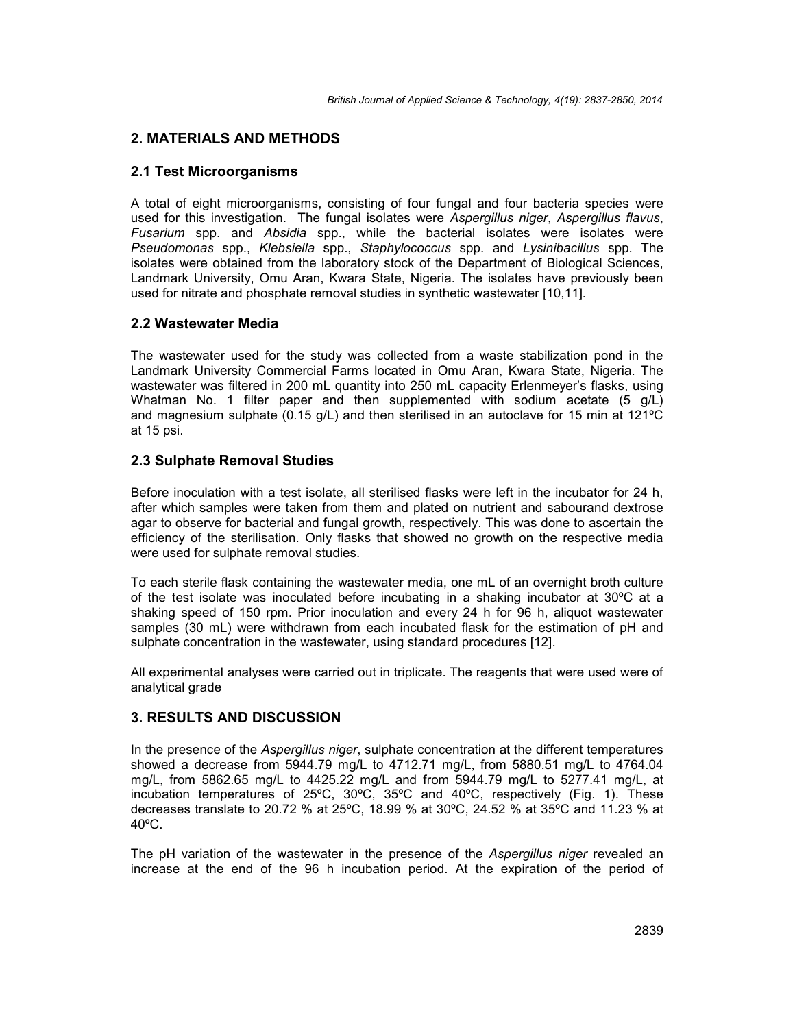## 2. MATERIALS AND METHODS

### 2.1 Test Microorganisms

A total of eight microorganisms, consisting of four fungal and four bacteria species were used for this investigation. The fungal isolates were *Aspergillus niger*, *Aspergillus flavus*, *Fusarium* spp. and *Absidia* spp., while the bacterial isolates were isolates were *Pseudomonas* spp., *Klebsiella* spp., *Staphylococcus* spp. and *Lysinibacillus* spp. The isolates were obtained from the laboratory stock of the Department of Biological Sciences, Landmark University, Omu Aran, Kwara State, Nigeria. The isolates have previously been used for nitrate and phosphate removal studies in synthetic wastewater [10,11].

### 2.2 Wastewater Media

The wastewater used for the study was collected from a waste stabilization pond in the Landmark University Commercial Farms located in Omu Aran, Kwara State, Nigeria. The wastewater was filtered in 200 mL quantity into 250 mL capacity Erlenmeyer's flasks, using Whatman No. 1 filter paper and then supplemented with sodium acetate (5 g/L) and magnesium sulphate (0.15 g/L) and then sterilised in an autoclave for 15 min at 121ºC at 15 psi.

### 2.3 Sulphate Removal Studies

Before inoculation with a test isolate, all sterilised flasks were left in the incubator for 24 h, after which samples were taken from them and plated on nutrient and sabourand dextrose agar to observe for bacterial and fungal growth, respectively. This was done to ascertain the efficiency of the sterilisation. Only flasks that showed no growth on the respective media were used for sulphate removal studies.

To each sterile flask containing the wastewater media, one mL of an overnight broth culture of the test isolate was inoculated before incubating in a shaking incubator at 30ºC at a shaking speed of 150 rpm. Prior inoculation and every 24 h for 96 h, aliquot wastewater samples (30 mL) were withdrawn from each incubated flask for the estimation of pH and sulphate concentration in the wastewater, using standard procedures [12].

All experimental analyses were carried out in triplicate. The reagents that were used were of analytical grade

## 3. RESULTS AND DISCUSSION

In the presence of the *Aspergillus niger*, sulphate concentration at the different temperatures showed a decrease from 5944.79 mg/L to 4712.71 mg/L, from 5880.51 mg/L to 4764.04 mg/L, from 5862.65 mg/L to 4425.22 mg/L and from 5944.79 mg/L to 5277.41 mg/L, at incubation temperatures of 25ºC, 30ºC, 35ºC and 40ºC, respectively (Fig. 1). These decreases translate to 20.72 % at 25ºC, 18.99 % at 30ºC, 24.52 % at 35ºC and 11.23 % at 40ºC.

The pH variation of the wastewater in the presence of the *Aspergillus niger* revealed an increase at the end of the 96 h incubation period. At the expiration of the period of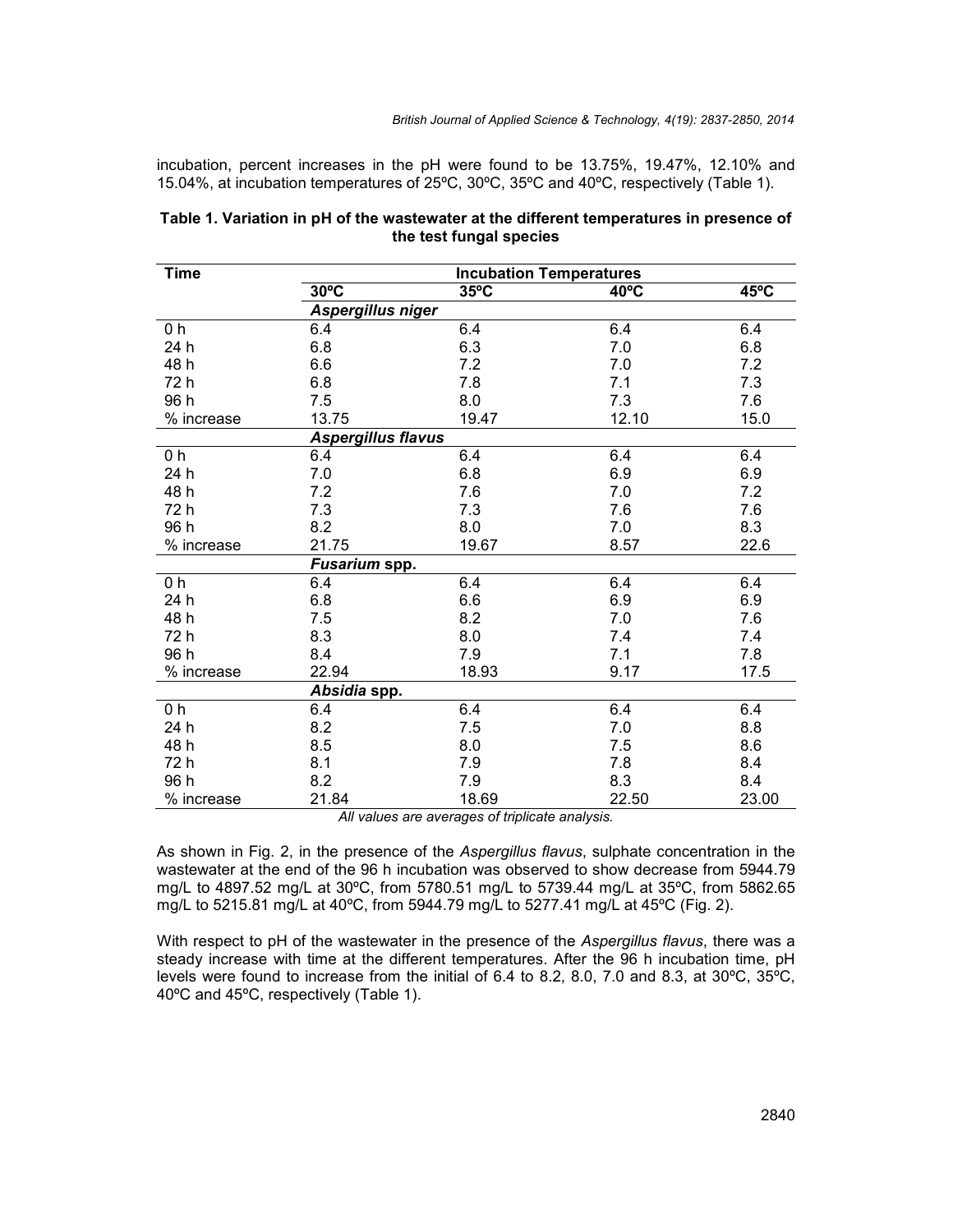incubation, percent increases in the pH were found to be 13.75%, 19.47%, 12.10% and 15.04%, at incubation temperatures of 25ºC, 30ºC, 35ºC and 40ºC, respectively (Table 1).

**Table 1. Variation in pH of the wastewater at the different temperatures in presence of the test fungal species**

| Time | Incubation Temperatures | | | |
|---|---|---|---|---|
| | 30ºC | 35ºC | 40ºC | 45ºC |
| | ***Aspergillus niger*** | | | |
| 0 h | 6.4 | 6.4 | 6.4 | 6.4 |
| 24 h | 6.8 | 6.3 | 7.0 | 6.8 |
| 48 h | 6.6 | 7.2 | 7.0 | 7.2 |
| 72 h | 6.8 | 7.8 | 7.1 | 7.3 |
| 96 h | 7.5 | 8.0 | 7.3 | 7.6 |
| % increase | 13.75 | 19.47 | 12.10 | 15.0 |
| | ***Aspergillus flavus*** | | | |
| 0 h | 6.4 | 6.4 | 6.4 | 6.4 |
| 24 h | 7.0 | 6.8 | 6.9 | 6.9 |
| 48 h | 7.2 | 7.6 | 7.0 | 7.2 |
| 72 h | 7.3 | 7.3 | 7.6 | 7.6 |
| 96 h | 8.2 | 8.0 | 7.0 | 8.3 |
| % increase | 21.75 | 19.67 | 8.57 | 22.6 |
| | ***Fusarium* spp.** | | | |
| 0 h | 6.4 | 6.4 | 6.4 | 6.4 |
| 24 h | 6.8 | 6.6 | 6.9 | 6.9 |
| 48 h | 7.5 | 8.2 | 7.0 | 7.6 |
| 72 h | 8.3 | 8.0 | 7.4 | 7.4 |
| 96 h | 8.4 | 7.9 | 7.1 | 7.8 |
| % increase | 22.94 | 18.93 | 9.17 | 17.5 |
| | ***Absidia* spp.** | | | |
| 0 h | 6.4 | 6.4 | 6.4 | 6.4 |
| 24 h | 8.2 | 7.5 | 7.0 | 8.8 |
| 48 h | 8.5 | 8.0 | 7.5 | 8.6 |
| 72 h | 8.1 | 7.9 | 7.8 | 8.4 |
| 96 h | 8.2 | 7.9 | 8.3 | 8.4 |
| % increase | 21.84 | 18.69 | 22.50 | 23.00 |

*All values are averages of triplicate analysis.*

As shown in Fig. 2, in the presence of the *Aspergillus flavus*, sulphate concentration in the wastewater at the end of the 96 h incubation was observed to show decrease from 5944.79 mg/L to 4897.52 mg/L at 30ºC, from 5780.51 mg/L to 5739.44 mg/L at 35ºC, from 5862.65 mg/L to 5215.81 mg/L at 40ºC, from 5944.79 mg/L to 5277.41 mg/L at 45ºC (Fig. 2).

With respect to pH of the wastewater in the presence of the *Aspergillus flavus*, there was a steady increase with time at the different temperatures. After the 96 h incubation time, pH levels were found to increase from the initial of 6.4 to 8.2, 8.0, 7.0 and 8.3, at 30ºC, 35ºC, 40ºC and 45ºC, respectively (Table 1).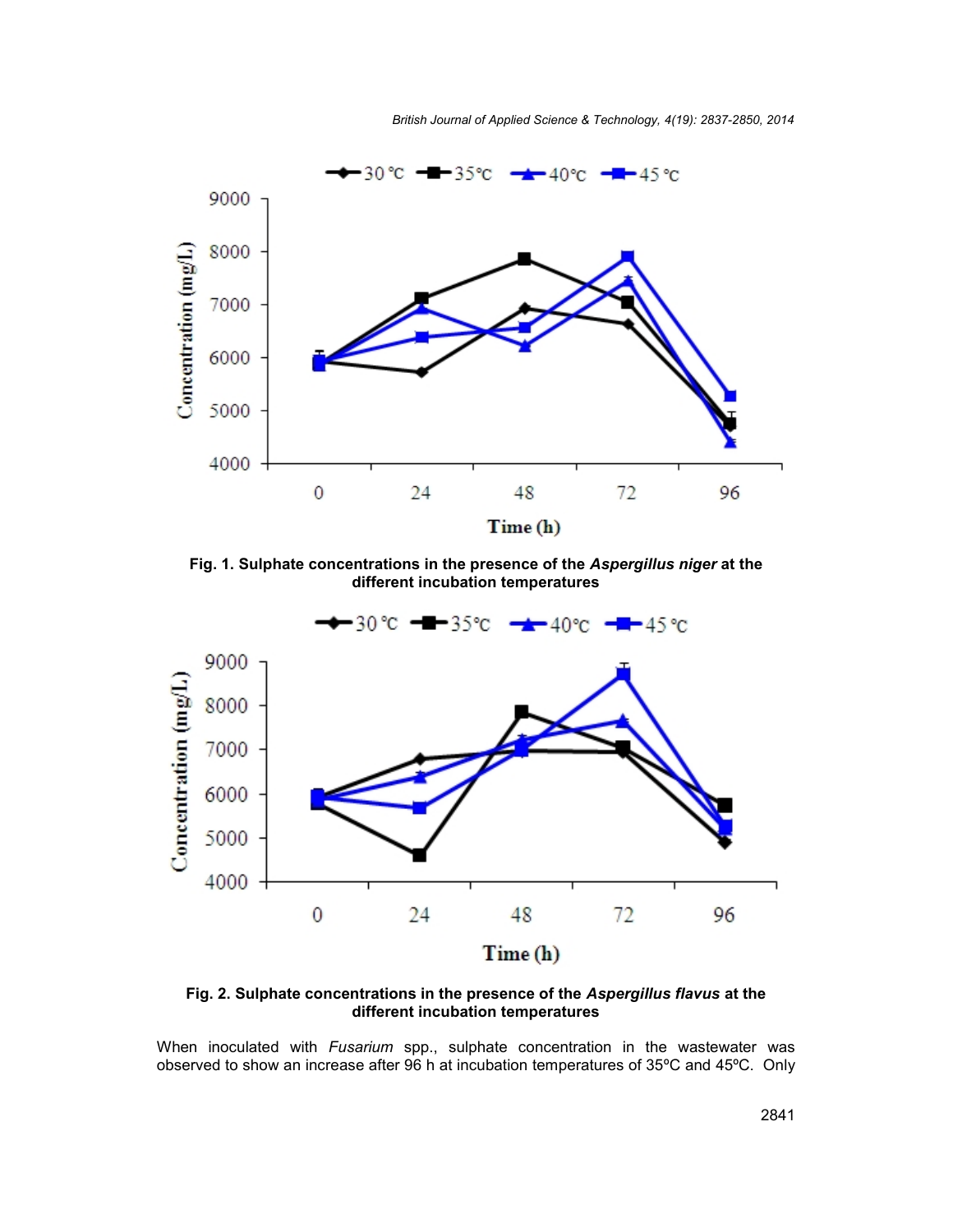Fig. 1. Sulphate concentrations in the presence of the *Aspergillus niger* at the different incubation temperatures

Fig. 2. Sulphate concentrations in the presence of the *Aspergillus flavus* at the different incubation temperatures

When inoculated with *Fusarium* spp., sulphate concentration in the wastewater was observed to show an increase after 96 h at incubation temperatures of 35ºC and 45ºC. Only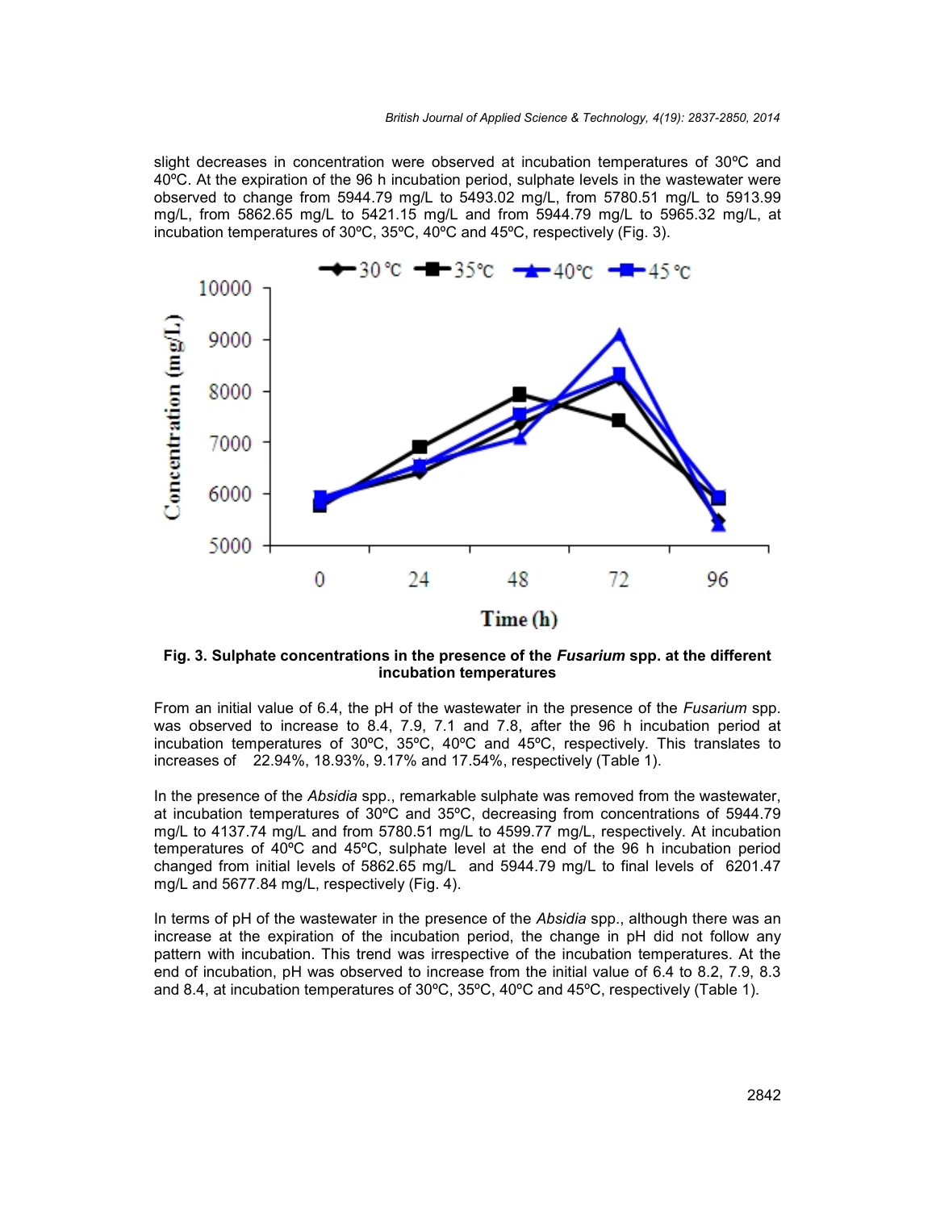slight decreases in concentration were observed at incubation temperatures of 30ºC and 40ºC. At the expiration of the 96 h incubation period, sulphate levels in the wastewater were observed to change from 5944.79 mg/L to 5493.02 mg/L, from 5780.51 mg/L to 5913.99 mg/L, from 5862.65 mg/L to 5421.15 mg/L and from 5944.79 mg/L to 5965.32 mg/L, at incubation temperatures of 30ºC, 35ºC, 40ºC and 45ºC, respectively (Fig. 3).

**Fig. 3. Sulphate concentrations in the presence of the *Fusarium* spp. at the different incubation temperatures**

From an initial value of 6.4, the pH of the wastewater in the presence of the *Fusarium* spp. was observed to increase to 8.4, 7.9, 7.1 and 7.8, after the 96 h incubation period at incubation temperatures of 30ºC, 35ºC, 40ºC and 45ºC, respectively. This translates to increases of 22.94%, 18.93%, 9.17% and 17.54%, respectively (Table 1).

In the presence of the *Absidia* spp., remarkable sulphate was removed from the wastewater, at incubation temperatures of 30ºC and 35ºC, decreasing from concentrations of 5944.79 mg/L to 4137.74 mg/L and from 5780.51 mg/L to 4599.77 mg/L, respectively. At incubation temperatures of 40ºC and 45ºC, sulphate level at the end of the 96 h incubation period changed from initial levels of 5862.65 mg/L and 5944.79 mg/L to final levels of 6201.47 mg/L and 5677.84 mg/L, respectively (Fig. 4).

In terms of pH of the wastewater in the presence of the *Absidia* spp., although there was an increase at the expiration of the incubation period, the change in pH did not follow any pattern with incubation. This trend was irrespective of the incubation temperatures. At the end of incubation, pH was observed to increase from the initial value of 6.4 to 8.2, 7.9, 8.3 and 8.4, at incubation temperatures of 30ºC, 35ºC, 40ºC and 45ºC, respectively (Table 1).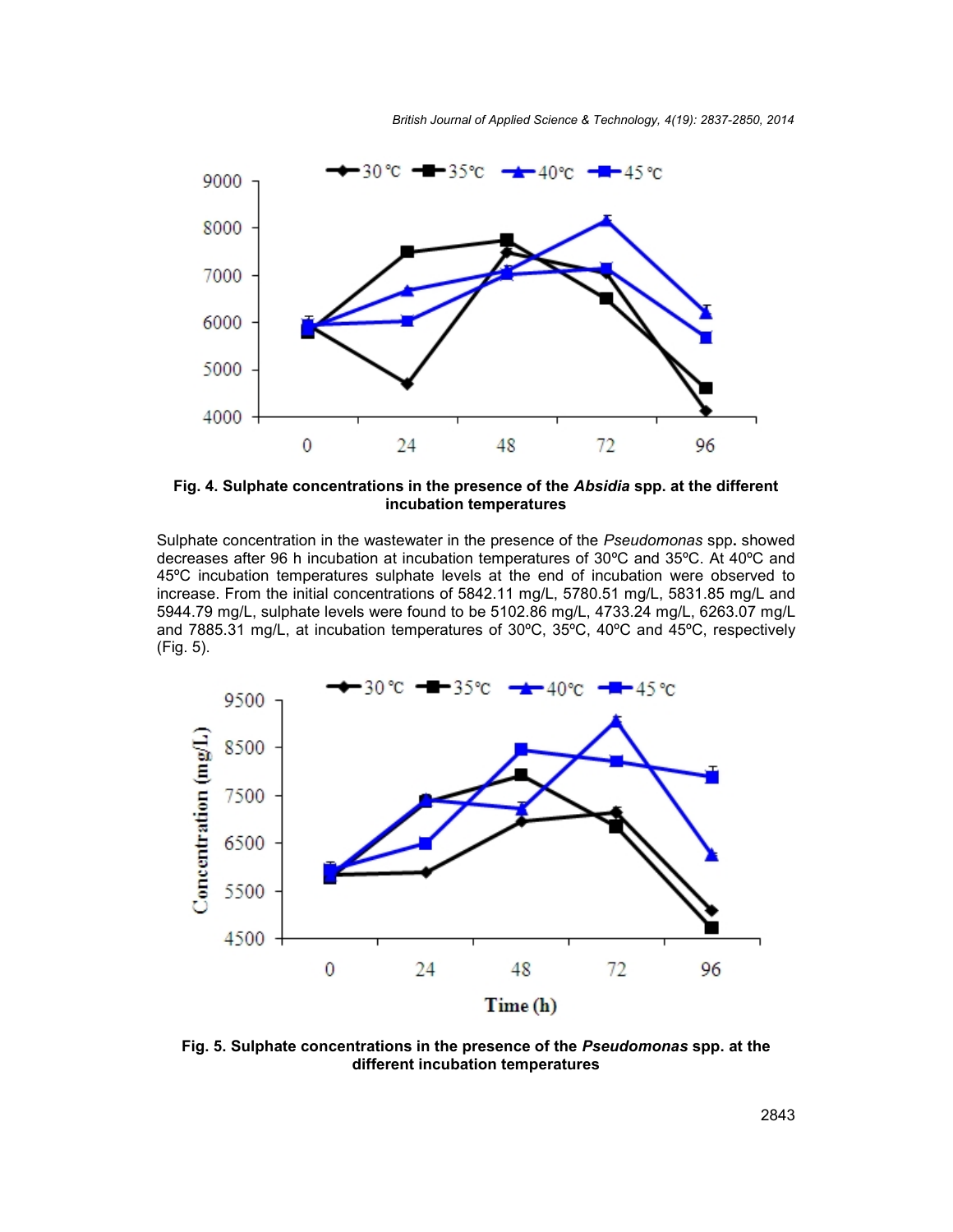Fig. 4. Sulphate concentrations in the presence of the *Absidia* spp. at the different incubation temperatures

Sulphate concentration in the wastewater in the presence of the *Pseudomonas* spp. showed decreases after 96 h incubation at incubation temperatures of 30ºC and 35ºC. At 40ºC and 45ºC incubation temperatures sulphate levels at the end of incubation were observed to increase. From the initial concentrations of 5842.11 mg/L, 5780.51 mg/L, 5831.85 mg/L and 5944.79 mg/L, sulphate levels were found to be 5102.86 mg/L, 4733.24 mg/L, 6263.07 mg/L and 7885.31 mg/L, at incubation temperatures of 30ºC, 35ºC, 40ºC and 45ºC, respectively (Fig. 5).

Fig. 5. Sulphate concentrations in the presence of the *Pseudomonas* spp. at the different incubation temperatures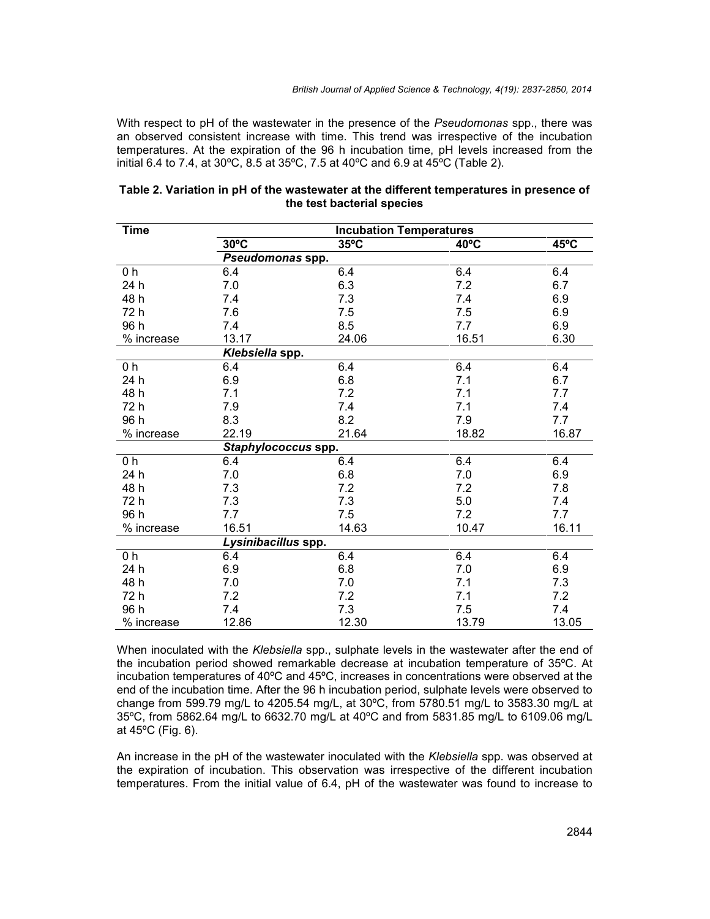With respect to pH of the wastewater in the presence of the *Pseudomonas* spp., there was an observed consistent increase with time. This trend was irrespective of the incubation temperatures. At the expiration of the 96 h incubation time, pH levels increased from the initial 6.4 to 7.4, at 30ºC, 8.5 at 35ºC, 7.5 at 40ºC and 6.9 at 45ºC (Table 2).

**Table 2. Variation in pH of the wastewater at the different temperatures in presence of the test bacterial species**

| Time | Incubation Temperatures | | | |
|---|---|---|---|---|
| | 30ºC | 35ºC | 40ºC | 45ºC |
| | ***Pseudomonas* spp.** | | | |
| 0 h | 6.4 | 6.4 | 6.4 | 6.4 |
| 24 h | 7.0 | 6.3 | 7.2 | 6.7 |
| 48 h | 7.4 | 7.3 | 7.4 | 6.9 |
| 72 h | 7.6 | 7.5 | 7.5 | 6.9 |
| 96 h | 7.4 | 8.5 | 7.7 | 6.9 |
| % increase | 13.17 | 24.06 | 16.51 | 6.30 |
| | ***Klebsiella* spp.** | | | |
| 0 h | 6.4 | 6.4 | 6.4 | 6.4 |
| 24 h | 6.9 | 6.8 | 7.1 | 6.7 |
| 48 h | 7.1 | 7.2 | 7.1 | 7.7 |
| 72 h | 7.9 | 7.4 | 7.1 | 7.4 |
| 96 h | 8.3 | 8.2 | 7.9 | 7.7 |
| % increase | 22.19 | 21.64 | 18.82 | 16.87 |
| | ***Staphylococcus* spp.** | | | |
| 0 h | 6.4 | 6.4 | 6.4 | 6.4 |
| 24 h | 7.0 | 6.8 | 7.0 | 6.9 |
| 48 h | 7.3 | 7.2 | 7.2 | 7.8 |
| 72 h | 7.3 | 7.3 | 5.0 | 7.4 |
| 96 h | 7.7 | 7.5 | 7.2 | 7.7 |
| % increase | 16.51 | 14.63 | 10.47 | 16.11 |
| | ***Lysinibacillus* spp.** | | | |
| 0 h | 6.4 | 6.4 | 6.4 | 6.4 |
| 24 h | 6.9 | 6.8 | 7.0 | 6.9 |
| 48 h | 7.0 | 7.0 | 7.1 | 7.3 |
| 72 h | 7.2 | 7.2 | 7.1 | 7.2 |
| 96 h | 7.4 | 7.3 | 7.5 | 7.4 |
| % increase | 12.86 | 12.30 | 13.79 | 13.05 |

When inoculated with the *Klebsiella* spp., sulphate levels in the wastewater after the end of the incubation period showed remarkable decrease at incubation temperature of 35ºC. At incubation temperatures of 40ºC and 45ºC, increases in concentrations were observed at the end of the incubation time. After the 96 h incubation period, sulphate levels were observed to change from 599.79 mg/L to 4205.54 mg/L, at 30ºC, from 5780.51 mg/L to 3583.30 mg/L at 35ºC, from 5862.64 mg/L to 6632.70 mg/L at 40ºC and from 5831.85 mg/L to 6109.06 mg/L at 45ºC (Fig. 6).

An increase in the pH of the wastewater inoculated with the *Klebsiella* spp. was observed at the expiration of incubation. This observation was irrespective of the different incubation temperatures. From the initial value of 6.4, pH of the wastewater was found to increase to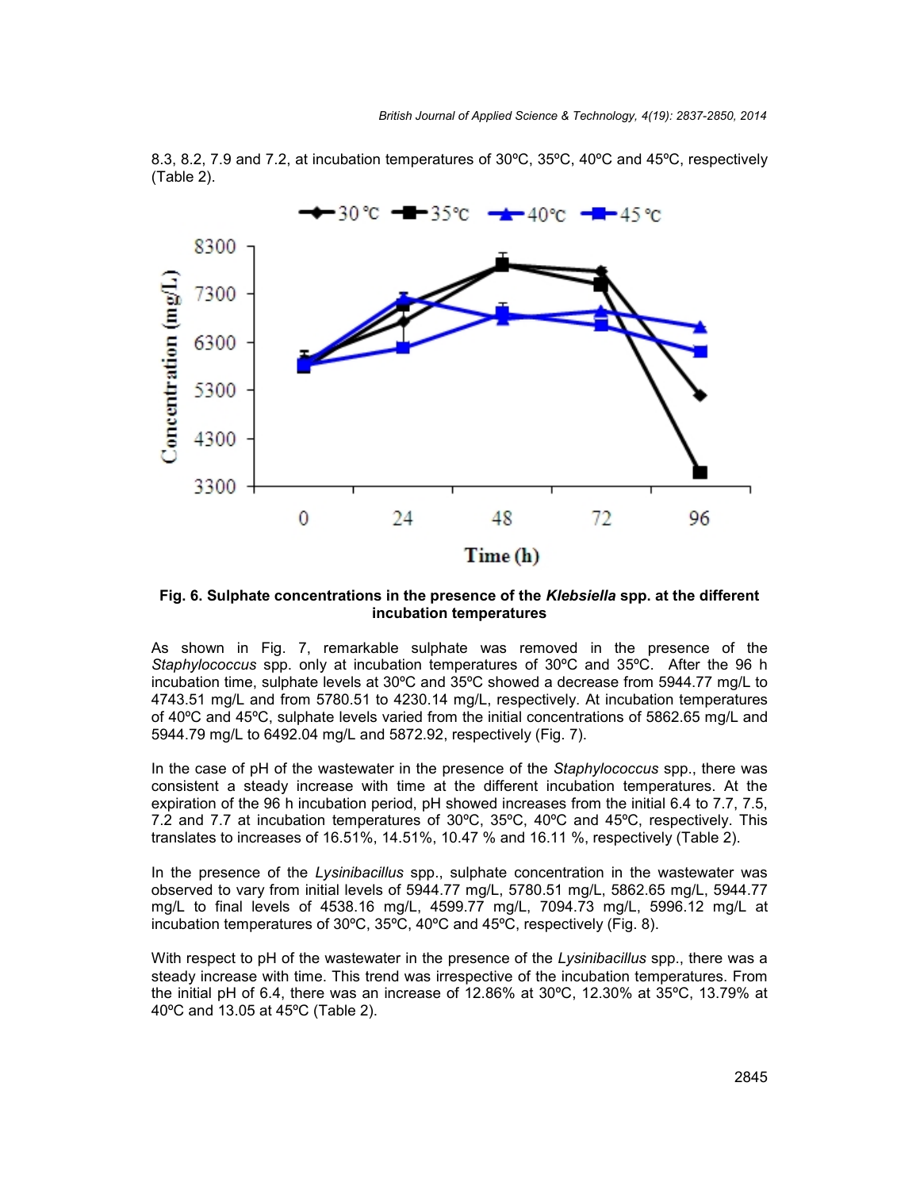8.3, 8.2, 7.9 and 7.2, at incubation temperatures of 30ºC, 35ºC, 40ºC and 45ºC, respectively (Table 2).

**Fig. 6. Sulphate concentrations in the presence of the *Klebsiella* spp. at the different incubation temperatures**

As shown in Fig. 7, remarkable sulphate was removed in the presence of the *Staphylococcus* spp. only at incubation temperatures of 30ºC and 35ºC. After the 96 h incubation time, sulphate levels at 30ºC and 35ºC showed a decrease from 5944.77 mg/L to 4743.51 mg/L and from 5780.51 to 4230.14 mg/L, respectively. At incubation temperatures of 40ºC and 45ºC, sulphate levels varied from the initial concentrations of 5862.65 mg/L and 5944.79 mg/L to 6492.04 mg/L and 5872.92, respectively (Fig. 7).

In the case of pH of the wastewater in the presence of the *Staphylococcus* spp., there was consistent a steady increase with time at the different incubation temperatures. At the expiration of the 96 h incubation period, pH showed increases from the initial 6.4 to 7.7, 7.5, 7.2 and 7.7 at incubation temperatures of 30ºC, 35ºC, 40ºC and 45ºC, respectively. This translates to increases of 16.51%, 14.51%, 10.47 % and 16.11 %, respectively (Table 2).

In the presence of the *Lysinibacillus* spp., sulphate concentration in the wastewater was observed to vary from initial levels of 5944.77 mg/L, 5780.51 mg/L, 5862.65 mg/L, 5944.77 mg/L to final levels of 4538.16 mg/L, 4599.77 mg/L, 7094.73 mg/L, 5996.12 mg/L at incubation temperatures of 30ºC, 35ºC, 40ºC and 45ºC, respectively (Fig. 8).

With respect to pH of the wastewater in the presence of the *Lysinibacillus* spp., there was a steady increase with time. This trend was irrespective of the incubation temperatures. From the initial pH of 6.4, there was an increase of 12.86% at 30ºC, 12.30% at 35ºC, 13.79% at 40ºC and 13.05 at 45ºC (Table 2).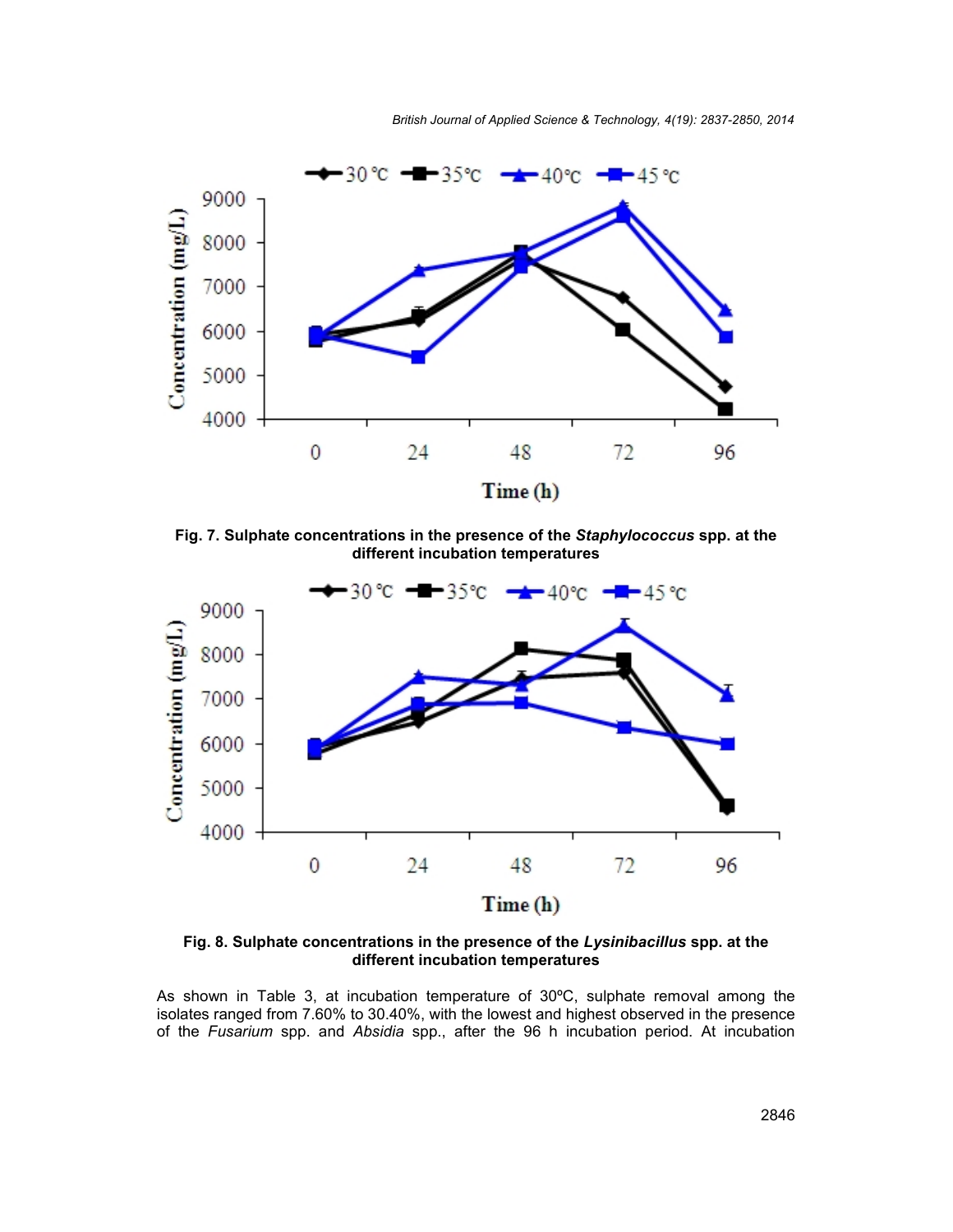Fig. 7. Sulphate concentrations in the presence of the ***Staphylococcus*** spp. at the different incubation temperatures

Fig. 8. Sulphate concentrations in the presence of the ***Lysinibacillus*** spp. at the different incubation temperatures

As shown in Table 3, at incubation temperature of 30ºC, sulphate removal among the isolates ranged from 7.60% to 30.40%, with the lowest and highest observed in the presence of the *Fusarium* spp. and *Absidia* spp., after the 96 h incubation period. At incubation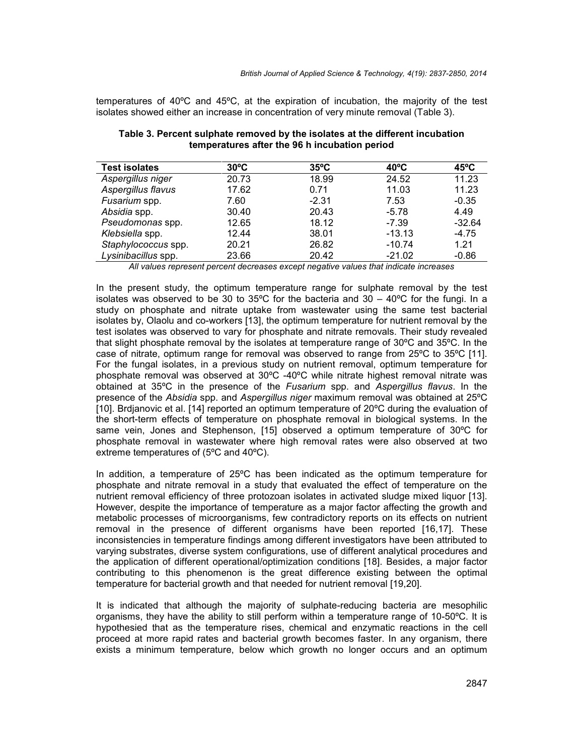temperatures of 40ºC and 45ºC, at the expiration of incubation, the majority of the test isolates showed either an increase in concentration of very minute removal (Table 3).

**Table 3. Percent sulphate removed by the isolates at the different incubation temperatures after the 96 h incubation period**

| Test isolates | 30ºC | 35ºC | 40ºC | 45ºC |
|---|---|---|---|---|
| *Aspergillus niger* | 20.73 | 18.99 | 24.52 | 11.23 |
| *Aspergillus flavus* | 17.62 | 0.71 | 11.03 | 11.23 |
| *Fusarium* spp. | 7.60 | -2.31 | 7.53 | -0.35 |
| *Absidia* spp. | 30.40 | 20.43 | -5.78 | 4.49 |
| *Pseudomonas* spp. | 12.65 | 18.12 | -7.39 | -32.64 |
| *Klebsiella* spp. | 12.44 | 38.01 | -13.13 | -4.75 |
| *Staphylococcus* spp. | 20.21 | 26.82 | -10.74 | 1.21 |
| *Lysinibacillus* spp. | 23.66 | 20.42 | -21.02 | -0.86 |

*All values represent percent decreases except negative values that indicate increases*

In the present study, the optimum temperature range for sulphate removal by the test isolates was observed to be 30 to 35ºC for the bacteria and 30 – 40ºC for the fungi. In a study on phosphate and nitrate uptake from wastewater using the same test bacterial isolates by, Olaolu and co-workers [13], the optimum temperature for nutrient removal by the test isolates was observed to vary for phosphate and nitrate removals. Their study revealed that slight phosphate removal by the isolates at temperature range of 30ºC and 35ºC. In the case of nitrate, optimum range for removal was observed to range from 25ºC to 35ºC [11]. For the fungal isolates, in a previous study on nutrient removal, optimum temperature for phosphate removal was observed at 30ºC -40ºC while nitrate highest removal nitrate was obtained at 35ºC in the presence of the *Fusarium* spp. and *Aspergillus flavus*. In the presence of the *Absidia* spp. and *Aspergillus niger* maximum removal was obtained at 25ºC [10]. Brdjanovic et al. [14] reported an optimum temperature of 20ºC during the evaluation of the short-term effects of temperature on phosphate removal in biological systems. In the same vein, Jones and Stephenson, [15] observed a optimum temperature of 30ºC for phosphate removal in wastewater where high removal rates were also observed at two extreme temperatures of (5ºC and 40ºC).

In addition, a temperature of 25ºC has been indicated as the optimum temperature for phosphate and nitrate removal in a study that evaluated the effect of temperature on the nutrient removal efficiency of three protozoan isolates in activated sludge mixed liquor [13]. However, despite the importance of temperature as a major factor affecting the growth and metabolic processes of microorganisms, few contradictory reports on its effects on nutrient removal in the presence of different organisms have been reported [16,17]. These inconsistencies in temperature findings among different investigators have been attributed to varying substrates, diverse system configurations, use of different analytical procedures and the application of different operational/optimization conditions [18]. Besides, a major factor contributing to this phenomenon is the great difference existing between the optimal temperature for bacterial growth and that needed for nutrient removal [19,20].

It is indicated that although the majority of sulphate-reducing bacteria are mesophilic organisms, they have the ability to still perform within a temperature range of 10-50ºC. It is hypothesied that as the temperature rises, chemical and enzymatic reactions in the cell proceed at more rapid rates and bacterial growth becomes faster. In any organism, there exists a minimum temperature, below which growth no longer occurs and an optimum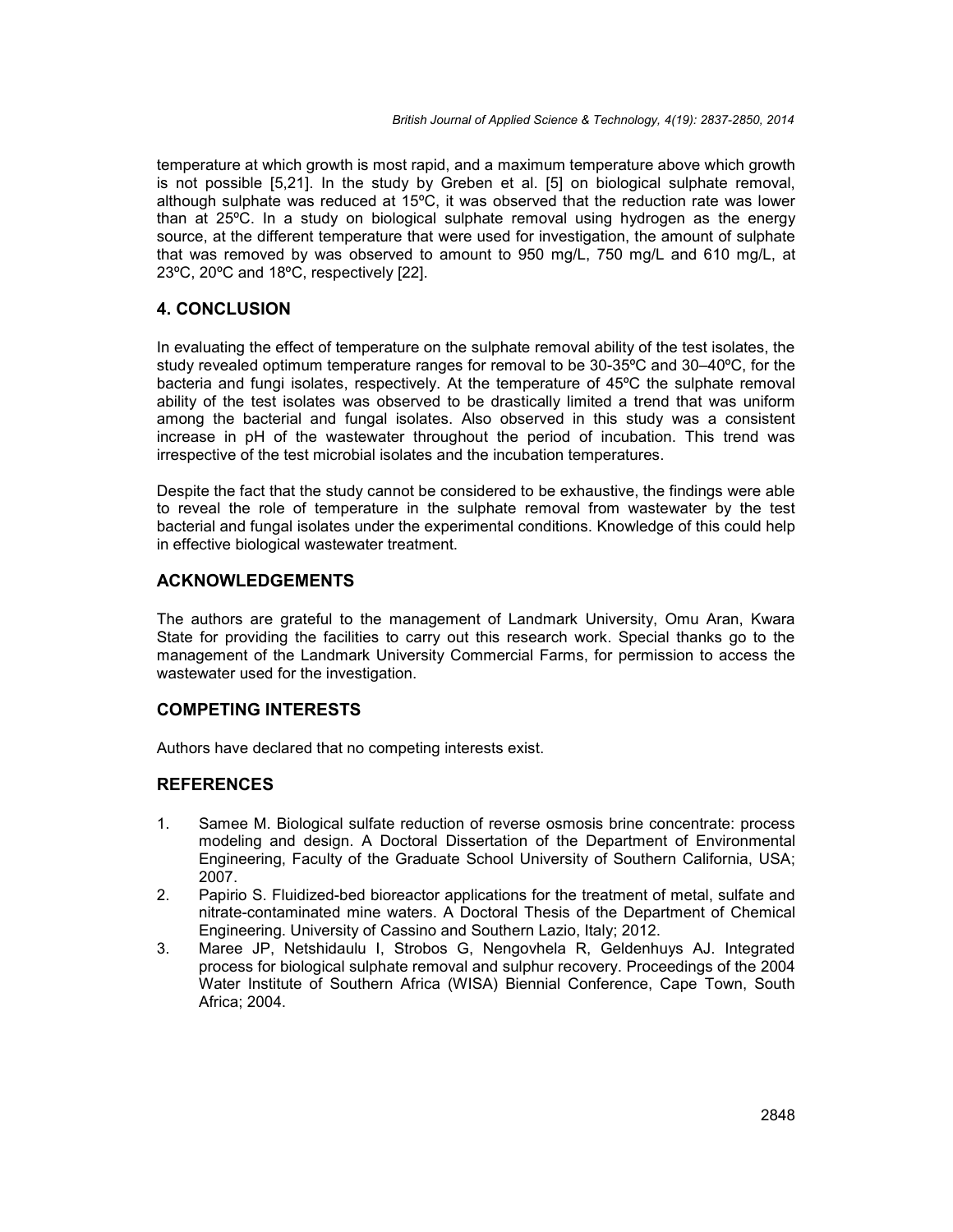temperature at which growth is most rapid, and a maximum temperature above which growth is not possible [5,21]. In the study by Greben et al. [5] on biological sulphate removal, although sulphate was reduced at 15ºC, it was observed that the reduction rate was lower than at 25ºC. In a study on biological sulphate removal using hydrogen as the energy source, at the different temperature that were used for investigation, the amount of sulphate that was removed by was observed to amount to 950 mg/L, 750 mg/L and 610 mg/L, at 23ºC, 20ºC and 18ºC, respectively [22].

## 4. CONCLUSION

In evaluating the effect of temperature on the sulphate removal ability of the test isolates, the study revealed optimum temperature ranges for removal to be 30-35ºC and 30–40ºC, for the bacteria and fungi isolates, respectively. At the temperature of 45ºC the sulphate removal ability of the test isolates was observed to be drastically limited a trend that was uniform among the bacterial and fungal isolates. Also observed in this study was a consistent increase in pH of the wastewater throughout the period of incubation. This trend was irrespective of the test microbial isolates and the incubation temperatures.

Despite the fact that the study cannot be considered to be exhaustive, the findings were able to reveal the role of temperature in the sulphate removal from wastewater by the test bacterial and fungal isolates under the experimental conditions. Knowledge of this could help in effective biological wastewater treatment.

## ACKNOWLEDGEMENTS

The authors are grateful to the management of Landmark University, Omu Aran, Kwara State for providing the facilities to carry out this research work. Special thanks go to the management of the Landmark University Commercial Farms, for permission to access the wastewater used for the investigation.

## COMPETING INTERESTS

Authors have declared that no competing interests exist.

## REFERENCES

1. Samee M. Biological sulfate reduction of reverse osmosis brine concentrate: process modeling and design. A Doctoral Dissertation of the Department of Environmental Engineering, Faculty of the Graduate School University of Southern California, USA; 2007.
2. Papirio S. Fluidized-bed bioreactor applications for the treatment of metal, sulfate and nitrate-contaminated mine waters. A Doctoral Thesis of the Department of Chemical Engineering. University of Cassino and Southern Lazio, Italy; 2012.
3. Maree JP, Netshidaulu I, Strobos G, Nengovhela R, Geldenhuys AJ. Integrated process for biological sulphate removal and sulphur recovery. Proceedings of the 2004 Water Institute of Southern Africa (WISA) Biennial Conference, Cape Town, South Africa; 2004.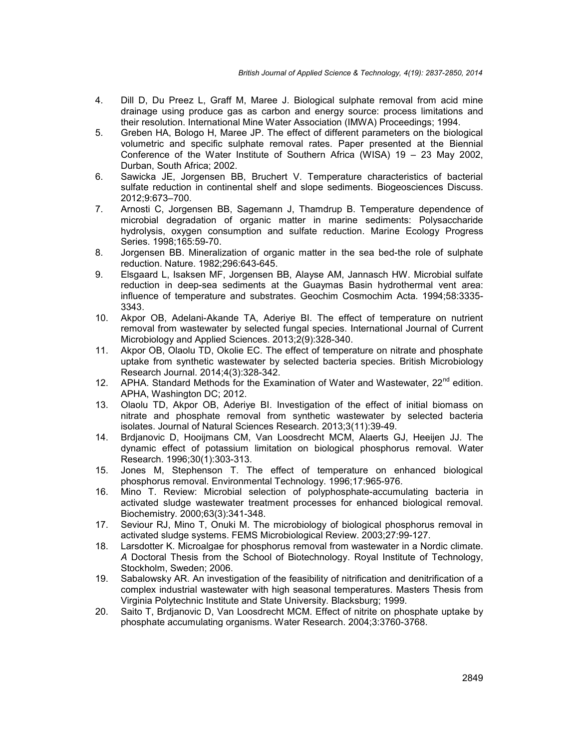4. Dill D, Du Preez L, Graff M, Maree J. Biological sulphate removal from acid mine drainage using produce gas as carbon and energy source: process limitations and their resolution. International Mine Water Association (IMWA) Proceedings; 1994.
5. Greben HA, Bologo H, Maree JP. The effect of different parameters on the biological volumetric and specific sulphate removal rates. Paper presented at the Biennial Conference of the Water Institute of Southern Africa (WISA) 19 – 23 May 2002, Durban, South Africa; 2002.
6. Sawicka JE, Jorgensen BB, Bruchert V. Temperature characteristics of bacterial sulfate reduction in continental shelf and slope sediments. Biogeosciences Discuss. 2012;9:673–700.
7. Arnosti C, Jorgensen BB, Sagemann J, Thamdrup B. Temperature dependence of microbial degradation of organic matter in marine sediments: Polysaccharide hydrolysis, oxygen consumption and sulfate reduction. Marine Ecology Progress Series. 1998;165:59-70.
8. Jorgensen BB. Mineralization of organic matter in the sea bed-the role of sulphate reduction. Nature. 1982;296:643-645.
9. Elsgaard L, Isaksen MF, Jorgensen BB, Alayse AM, Jannasch HW. Microbial sulfate reduction in deep-sea sediments at the Guaymas Basin hydrothermal vent area: influence of temperature and substrates. Geochim Cosmochim Acta. 1994;58:3335-3343.
10. Akpor OB, Adelani-Akande TA, Aderiye BI. The effect of temperature on nutrient removal from wastewater by selected fungal species. International Journal of Current Microbiology and Applied Sciences. 2013;2(9):328-340.
11. Akpor OB, Olaolu TD, Okolie EC. The effect of temperature on nitrate and phosphate uptake from synthetic wastewater by selected bacteria species. British Microbiology Research Journal. 2014;4(3):328-342.
12. APHA. Standard Methods for the Examination of Water and Wastewater, 22$^{nd}$ edition. APHA, Washington DC; 2012.
13. Olaolu TD, Akpor OB, Aderiye BI. Investigation of the effect of initial biomass on nitrate and phosphate removal from synthetic wastewater by selected bacteria isolates. Journal of Natural Sciences Research. 2013;3(11):39-49.
14. Brdjanovic D, Hooijmans CM, Van Loosdrecht MCM, Alaerts GJ, Heeijen JJ. The dynamic effect of potassium limitation on biological phosphorus removal. Water Research. 1996;30(1):303-313.
15. Jones M, Stephenson T. The effect of temperature on enhanced biological phosphorus removal. Environmental Technology. 1996;17:965-976.
16. Mino T. Review: Microbial selection of polyphosphate-accumulating bacteria in activated sludge wastewater treatment processes for enhanced biological removal. Biochemistry. 2000;63(3):341-348.
17. Seviour RJ, Mino T, Onuki M. The microbiology of biological phosphorus removal in activated sludge systems. FEMS Microbiological Review. 2003;27:99-127.
18. Larsdotter K. Microalgae for phosphorus removal from wastewater in a Nordic climate. *A* Doctoral Thesis from the School of Biotechnology. Royal Institute of Technology, Stockholm, Sweden; 2006.
19. Sabalowsky AR. An investigation of the feasibility of nitrification and denitrification of a complex industrial wastewater with high seasonal temperatures. Masters Thesis from Virginia Polytechnic Institute and State University. Blacksburg; 1999.
20. Saito T, Brdjanovic D, Van Loosdrecht MCM. Effect of nitrite on phosphate uptake by phosphate accumulating organisms. Water Research. 2004;3:3760-3768.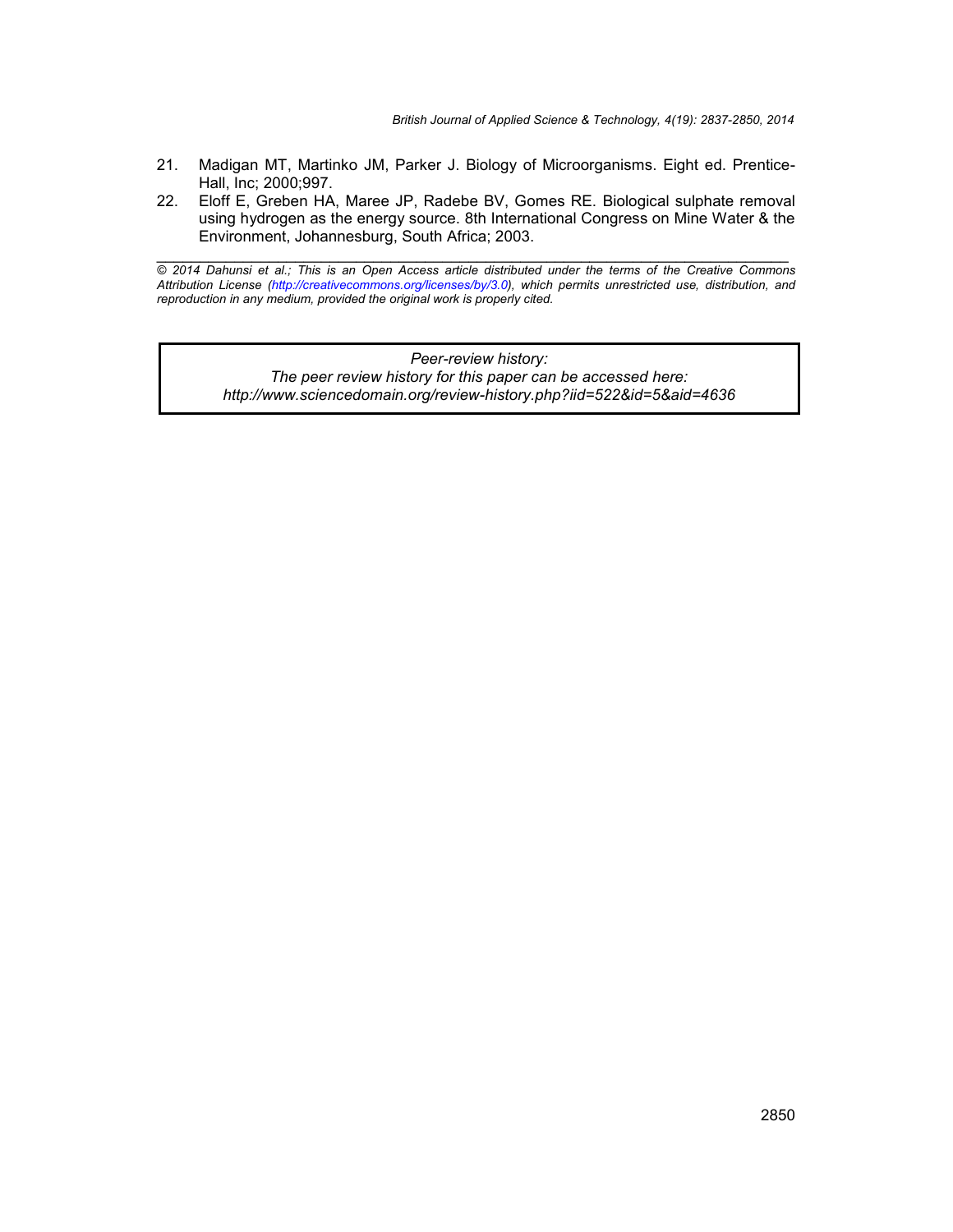21. Madigan MT, Martinko JM, Parker J. Biology of Microorganisms. Eight ed. Prentice-Hall, Inc; 2000;997.
22. Eloff E, Greben HA, Maree JP, Radebe BV, Gomes RE. Biological sulphate removal using hydrogen as the energy source. 8th International Congress on Mine Water & the Environment, Johannesburg, South Africa; 2003.

---

*© 2014 Dahunsi et al.; This is an Open Access article distributed under the terms of the Creative Commons Attribution License (http://creativecommons.org/licenses/by/3.0), which permits unrestricted use, distribution, and reproduction in any medium, provided the original work is properly cited.*

*Peer-review history:*
*The peer review history for this paper can be accessed here:*
*http://www.sciencedomain.org/review-history.php?iid=522&id=5&aid=4636*